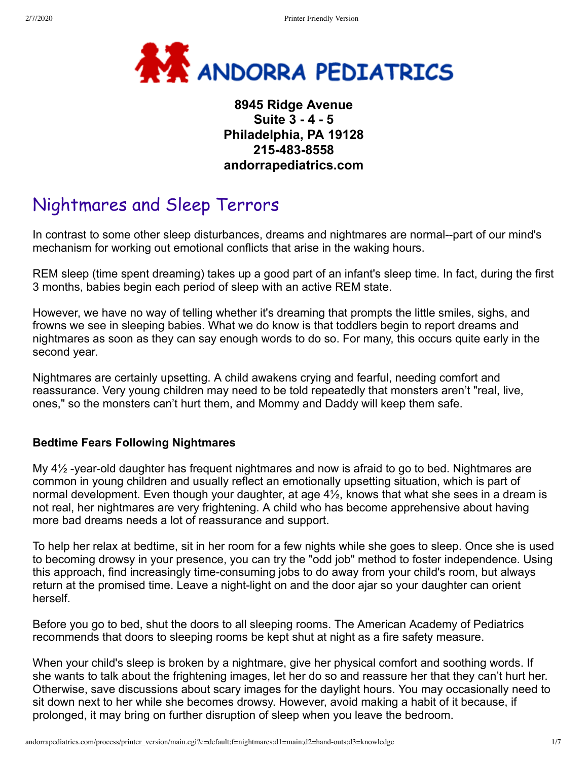# ANDORRA PEDIATRICS

**8945 Ridge Avenue**
**Suite 3 - 4 - 5**
**Philadelphia, PA 19128**
**215-483-8558**
**andorrapediatrics.com**

## Nightmares and Sleep Terrors

In contrast to some other sleep disturbances, dreams and nightmares are normal--part of our mind's mechanism for working out emotional conflicts that arise in the waking hours.

REM sleep (time spent dreaming) takes up a good part of an infant's sleep time. In fact, during the first 3 months, babies begin each period of sleep with an active REM state.

However, we have no way of telling whether it's dreaming that prompts the little smiles, sighs, and frowns we see in sleeping babies. What we do know is that toddlers begin to report dreams and nightmares as soon as they can say enough words to do so. For many, this occurs quite early in the second year.

Nightmares are certainly upsetting. A child awakens crying and fearful, needing comfort and reassurance. Very young children may need to be told repeatedly that monsters aren't "real, live, ones," so the monsters can't hurt them, and Mommy and Daddy will keep them safe.

### Bedtime Fears Following Nightmares

My 4½ -year-old daughter has frequent nightmares and now is afraid to go to bed. Nightmares are common in young children and usually reflect an emotionally upsetting situation, which is part of normal development. Even though your daughter, at age 4½, knows that what she sees in a dream is not real, her nightmares are very frightening. A child who has become apprehensive about having more bad dreams needs a lot of reassurance and support.

To help her relax at bedtime, sit in her room for a few nights while she goes to sleep. Once she is used to becoming drowsy in your presence, you can try the "odd job" method to foster independence. Using this approach, find increasingly time-consuming jobs to do away from your child's room, but always return at the promised time. Leave a night-light on and the door ajar so your daughter can orient herself.

Before you go to bed, shut the doors to all sleeping rooms. The American Academy of Pediatrics recommends that doors to sleeping rooms be kept shut at night as a fire safety measure.

When your child's sleep is broken by a nightmare, give her physical comfort and soothing words. If she wants to talk about the frightening images, let her do so and reassure her that they can't hurt her. Otherwise, save discussions about scary images for the daylight hours. You may occasionally need to sit down next to her while she becomes drowsy. However, avoid making a habit of it because, if prolonged, it may bring on further disruption of sleep when you leave the bedroom.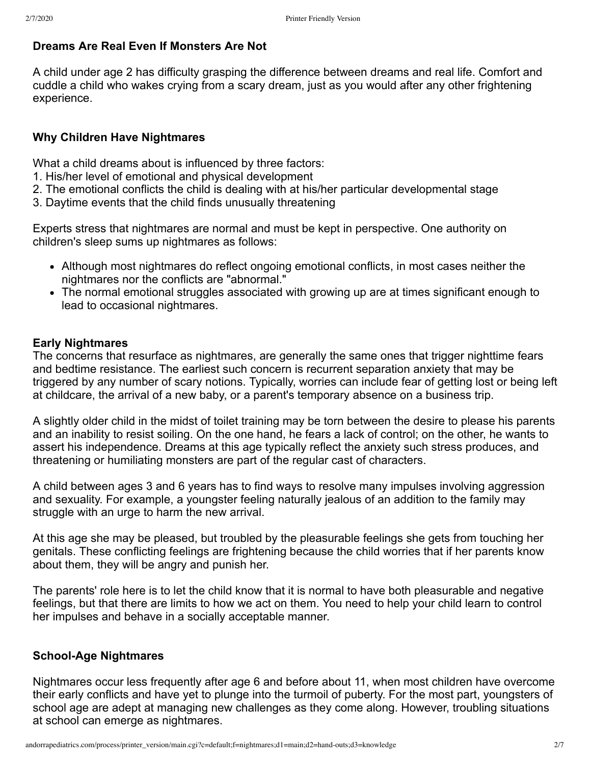### Dreams Are Real Even If Monsters Are Not

A child under age 2 has difficulty grasping the difference between dreams and real life. Comfort and cuddle a child who wakes crying from a scary dream, just as you would after any other frightening experience.

### Why Children Have Nightmares

What a child dreams about is influenced by three factors:
1. His/her level of emotional and physical development
2. The emotional conflicts the child is dealing with at his/her particular developmental stage
3. Daytime events that the child finds unusually threatening

Experts stress that nightmares are normal and must be kept in perspective. One authority on children's sleep sums up nightmares as follows:

- Although most nightmares do reflect ongoing emotional conflicts, in most cases neither the nightmares nor the conflicts are "abnormal."
- The normal emotional struggles associated with growing up are at times significant enough to lead to occasional nightmares.

### Early Nightmares

The concerns that resurface as nightmares, are generally the same ones that trigger nighttime fears and bedtime resistance. The earliest such concern is recurrent separation anxiety that may be triggered by any number of scary notions. Typically, worries can include fear of getting lost or being left at childcare, the arrival of a new baby, or a parent's temporary absence on a business trip.

A slightly older child in the midst of toilet training may be torn between the desire to please his parents and an inability to resist soiling. On the one hand, he fears a lack of control; on the other, he wants to assert his independence. Dreams at this age typically reflect the anxiety such stress produces, and threatening or humiliating monsters are part of the regular cast of characters.

A child between ages 3 and 6 years has to find ways to resolve many impulses involving aggression and sexuality. For example, a youngster feeling naturally jealous of an addition to the family may struggle with an urge to harm the new arrival.

At this age she may be pleased, but troubled by the pleasurable feelings she gets from touching her genitals. These conflicting feelings are frightening because the child worries that if her parents know about them, they will be angry and punish her.

The parents' role here is to let the child know that it is normal to have both pleasurable and negative feelings, but that there are limits to how we act on them. You need to help your child learn to control her impulses and behave in a socially acceptable manner.

### School-Age Nightmares

Nightmares occur less frequently after age 6 and before about 11, when most children have overcome their early conflicts and have yet to plunge into the turmoil of puberty. For the most part, youngsters of school age are adept at managing new challenges as they come along. However, troubling situations at school can emerge as nightmares.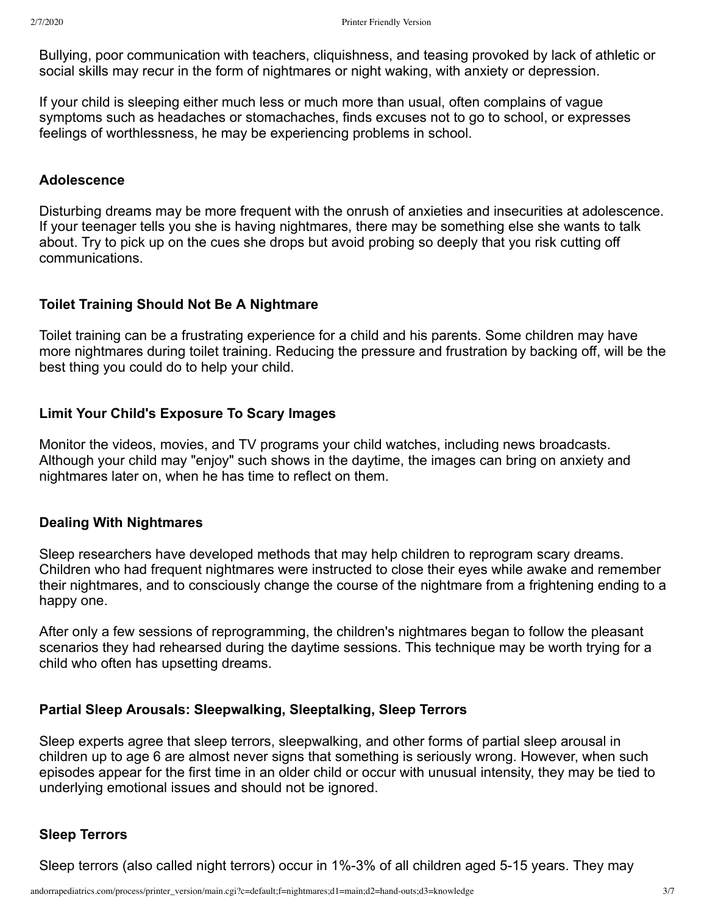Bullying, poor communication with teachers, cliquishness, and teasing provoked by lack of athletic or social skills may recur in the form of nightmares or night waking, with anxiety or depression.

If your child is sleeping either much less or much more than usual, often complains of vague symptoms such as headaches or stomachaches, finds excuses not to go to school, or expresses feelings of worthlessness, he may be experiencing problems in school.

## Adolescence

Disturbing dreams may be more frequent with the onrush of anxieties and insecurities at adolescence. If your teenager tells you she is having nightmares, there may be something else she wants to talk about. Try to pick up on the cues she drops but avoid probing so deeply that you risk cutting off communications.

## Toilet Training Should Not Be A Nightmare

Toilet training can be a frustrating experience for a child and his parents. Some children may have more nightmares during toilet training. Reducing the pressure and frustration by backing off, will be the best thing you could do to help your child.

## Limit Your Child's Exposure To Scary Images

Monitor the videos, movies, and TV programs your child watches, including news broadcasts. Although your child may "enjoy" such shows in the daytime, the images can bring on anxiety and nightmares later on, when he has time to reflect on them.

## Dealing With Nightmares

Sleep researchers have developed methods that may help children to reprogram scary dreams. Children who had frequent nightmares were instructed to close their eyes while awake and remember their nightmares, and to consciously change the course of the nightmare from a frightening ending to a happy one.

After only a few sessions of reprogramming, the children's nightmares began to follow the pleasant scenarios they had rehearsed during the daytime sessions. This technique may be worth trying for a child who often has upsetting dreams.

## Partial Sleep Arousals: Sleepwalking, Sleeptalking, Sleep Terrors

Sleep experts agree that sleep terrors, sleepwalking, and other forms of partial sleep arousal in children up to age 6 are almost never signs that something is seriously wrong. However, when such episodes appear for the first time in an older child or occur with unusual intensity, they may be tied to underlying emotional issues and should not be ignored.

## Sleep Terrors

Sleep terrors (also called night terrors) occur in 1%-3% of all children aged 5-15 years. They may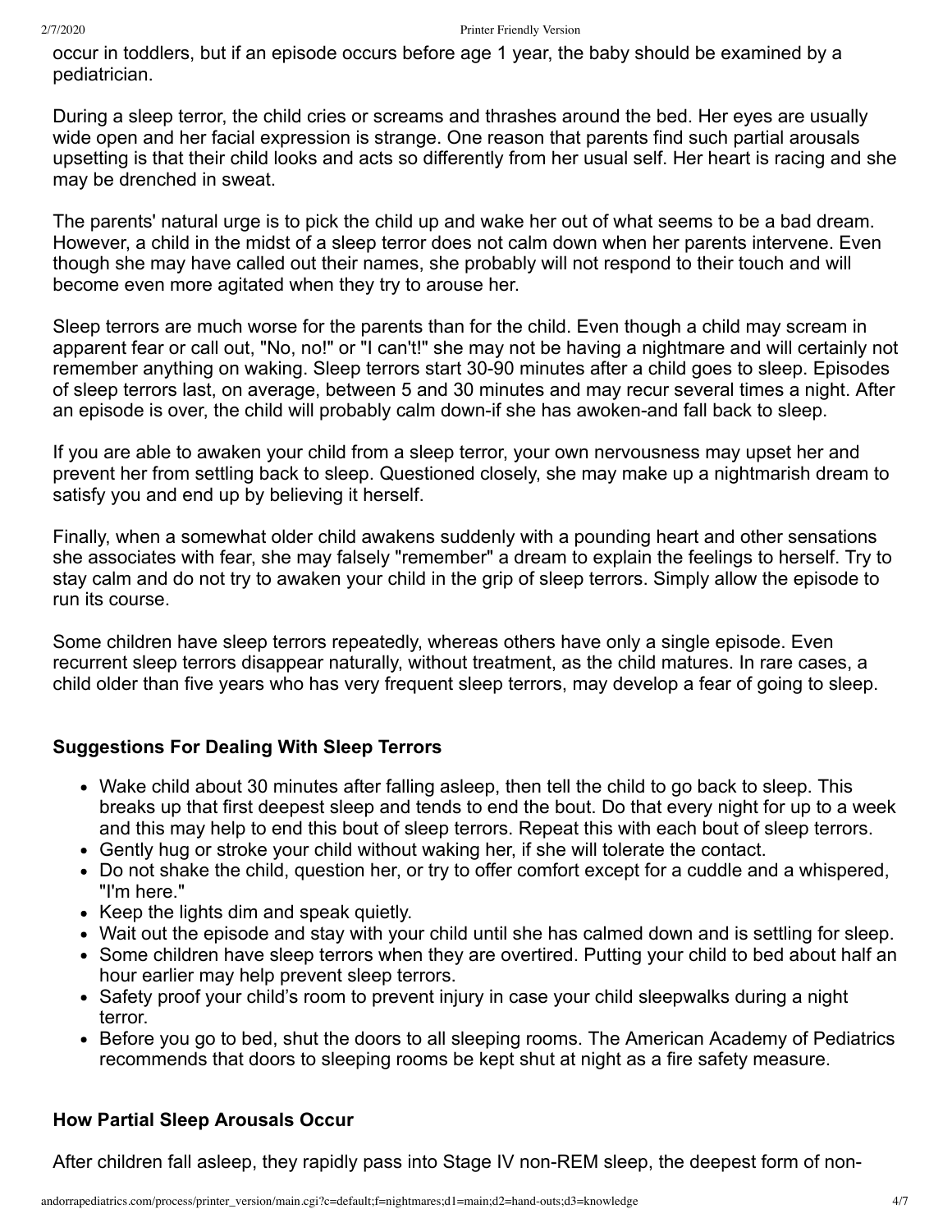occur in toddlers, but if an episode occurs before age 1 year, the baby should be examined by a pediatrician.

During a sleep terror, the child cries or screams and thrashes around the bed. Her eyes are usually wide open and her facial expression is strange. One reason that parents find such partial arousals upsetting is that their child looks and acts so differently from her usual self. Her heart is racing and she may be drenched in sweat.

The parents' natural urge is to pick the child up and wake her out of what seems to be a bad dream. However, a child in the midst of a sleep terror does not calm down when her parents intervene. Even though she may have called out their names, she probably will not respond to their touch and will become even more agitated when they try to arouse her.

Sleep terrors are much worse for the parents than for the child. Even though a child may scream in apparent fear or call out, "No, no!" or "I can't!" she may not be having a nightmare and will certainly not remember anything on waking. Sleep terrors start 30-90 minutes after a child goes to sleep. Episodes of sleep terrors last, on average, between 5 and 30 minutes and may recur several times a night. After an episode is over, the child will probably calm down-if she has awoken-and fall back to sleep.

If you are able to awaken your child from a sleep terror, your own nervousness may upset her and prevent her from settling back to sleep. Questioned closely, she may make up a nightmarish dream to satisfy you and end up by believing it herself.

Finally, when a somewhat older child awakens suddenly with a pounding heart and other sensations she associates with fear, she may falsely "remember" a dream to explain the feelings to herself. Try to stay calm and do not try to awaken your child in the grip of sleep terrors. Simply allow the episode to run its course.

Some children have sleep terrors repeatedly, whereas others have only a single episode. Even recurrent sleep terrors disappear naturally, without treatment, as the child matures. In rare cases, a child older than five years who has very frequent sleep terrors, may develop a fear of going to sleep.

### Suggestions For Dealing With Sleep Terrors

- Wake child about 30 minutes after falling asleep, then tell the child to go back to sleep. This breaks up that first deepest sleep and tends to end the bout. Do that every night for up to a week and this may help to end this bout of sleep terrors. Repeat this with each bout of sleep terrors.
- Gently hug or stroke your child without waking her, if she will tolerate the contact.
- Do not shake the child, question her, or try to offer comfort except for a cuddle and a whispered, "I'm here."
- Keep the lights dim and speak quietly.
- Wait out the episode and stay with your child until she has calmed down and is settling for sleep.
- Some children have sleep terrors when they are overtired. Putting your child to bed about half an hour earlier may help prevent sleep terrors.
- Safety proof your child's room to prevent injury in case your child sleepwalks during a night terror.
- Before you go to bed, shut the doors to all sleeping rooms. The American Academy of Pediatrics recommends that doors to sleeping rooms be kept shut at night as a fire safety measure.

### How Partial Sleep Arousals Occur

After children fall asleep, they rapidly pass into Stage IV non-REM sleep, the deepest form of non-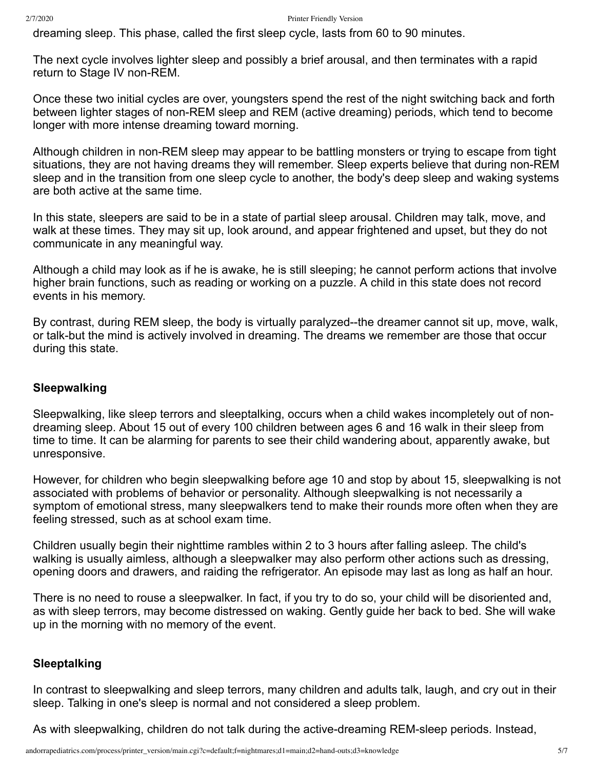dreaming sleep. This phase, called the first sleep cycle, lasts from 60 to 90 minutes.

The next cycle involves lighter sleep and possibly a brief arousal, and then terminates with a rapid return to Stage IV non-REM.

Once these two initial cycles are over, youngsters spend the rest of the night switching back and forth between lighter stages of non-REM sleep and REM (active dreaming) periods, which tend to become longer with more intense dreaming toward morning.

Although children in non-REM sleep may appear to be battling monsters or trying to escape from tight situations, they are not having dreams they will remember. Sleep experts believe that during non-REM sleep and in the transition from one sleep cycle to another, the body's deep sleep and waking systems are both active at the same time.

In this state, sleepers are said to be in a state of partial sleep arousal. Children may talk, move, and walk at these times. They may sit up, look around, and appear frightened and upset, but they do not communicate in any meaningful way.

Although a child may look as if he is awake, he is still sleeping; he cannot perform actions that involve higher brain functions, such as reading or working on a puzzle. A child in this state does not record events in his memory.

By contrast, during REM sleep, the body is virtually paralyzed--the dreamer cannot sit up, move, walk, or talk-but the mind is actively involved in dreaming. The dreams we remember are those that occur during this state.

### Sleepwalking

Sleepwalking, like sleep terrors and sleeptalking, occurs when a child wakes incompletely out of non-dreaming sleep. About 15 out of every 100 children between ages 6 and 16 walk in their sleep from time to time. It can be alarming for parents to see their child wandering about, apparently awake, but unresponsive.

However, for children who begin sleepwalking before age 10 and stop by about 15, sleepwalking is not associated with problems of behavior or personality. Although sleepwalking is not necessarily a symptom of emotional stress, many sleepwalkers tend to make their rounds more often when they are feeling stressed, such as at school exam time.

Children usually begin their nighttime rambles within 2 to 3 hours after falling asleep. The child's walking is usually aimless, although a sleepwalker may also perform other actions such as dressing, opening doors and drawers, and raiding the refrigerator. An episode may last as long as half an hour.

There is no need to rouse a sleepwalker. In fact, if you try to do so, your child will be disoriented and, as with sleep terrors, may become distressed on waking. Gently guide her back to bed. She will wake up in the morning with no memory of the event.

### Sleeptalking

In contrast to sleepwalking and sleep terrors, many children and adults talk, laugh, and cry out in their sleep. Talking in one's sleep is normal and not considered a sleep problem.

As with sleepwalking, children do not talk during the active-dreaming REM-sleep periods. Instead,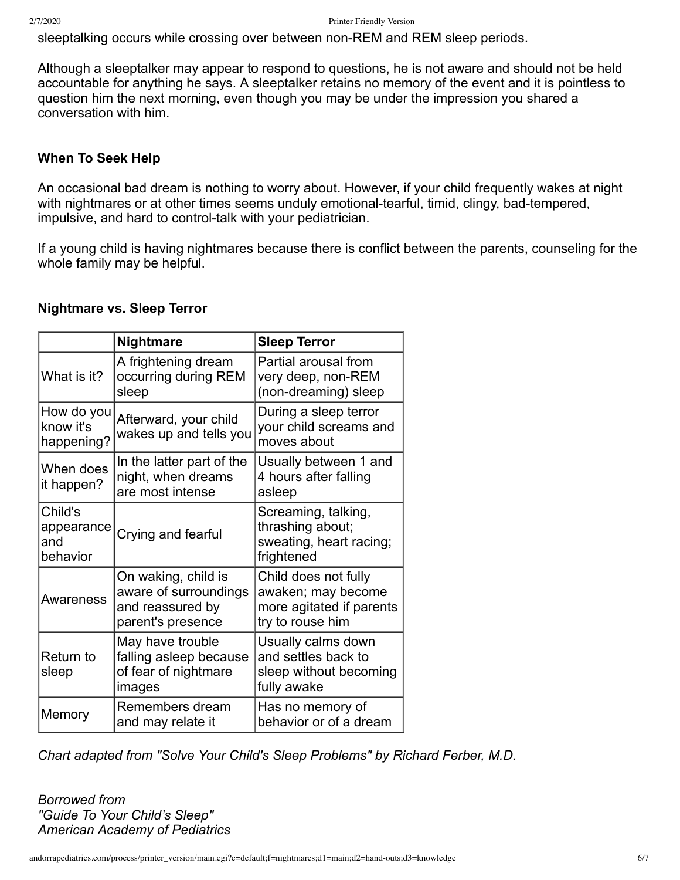sleeptalking occurs while crossing over between non-REM and REM sleep periods.

Although a sleeptalker may appear to respond to questions, he is not aware and should not be held accountable for anything he says. A sleeptalker retains no memory of the event and it is pointless to question him the next morning, even though you may be under the impression you shared a conversation with him.

**When To Seek Help**

An occasional bad dream is nothing to worry about. However, if your child frequently wakes at night with nightmares or at other times seems unduly emotional-tearful, timid, clingy, bad-tempered, impulsive, and hard to control-talk with your pediatrician.

If a young child is having nightmares because there is conflict between the parents, counseling for the whole family may be helpful.

**Nightmare vs. Sleep Terror**

| | **Nightmare** | **Sleep Terror** |
|---|---|---|
| What is it? | A frightening dream occurring during REM sleep | Partial arousal from very deep, non-REM (non-dreaming) sleep |
| How do you know it's happening? | Afterward, your child wakes up and tells you | During a sleep terror your child screams and moves about |
| When does it happen? | In the latter part of the night, when dreams are most intense | Usually between 1 and 4 hours after falling asleep |
| Child's appearance and behavior | Crying and fearful | Screaming, talking, thrashing about; sweating, heart racing; frightened |
| Awareness | On waking, child is aware of surroundings and reassured by parent's presence | Child does not fully awaken; may become more agitated if parents try to rouse him |
| Return to sleep | May have trouble falling asleep because of fear of nightmare images | Usually calms down and settles back to sleep without becoming fully awake |
| Memory | Remembers dream and may relate it | Has no memory of behavior or of a dream |

*Chart adapted from "Solve Your Child's Sleep Problems" by Richard Ferber, M.D.*

*Borrowed from*
*"Guide To Your Child's Sleep"*
*American Academy of Pediatrics*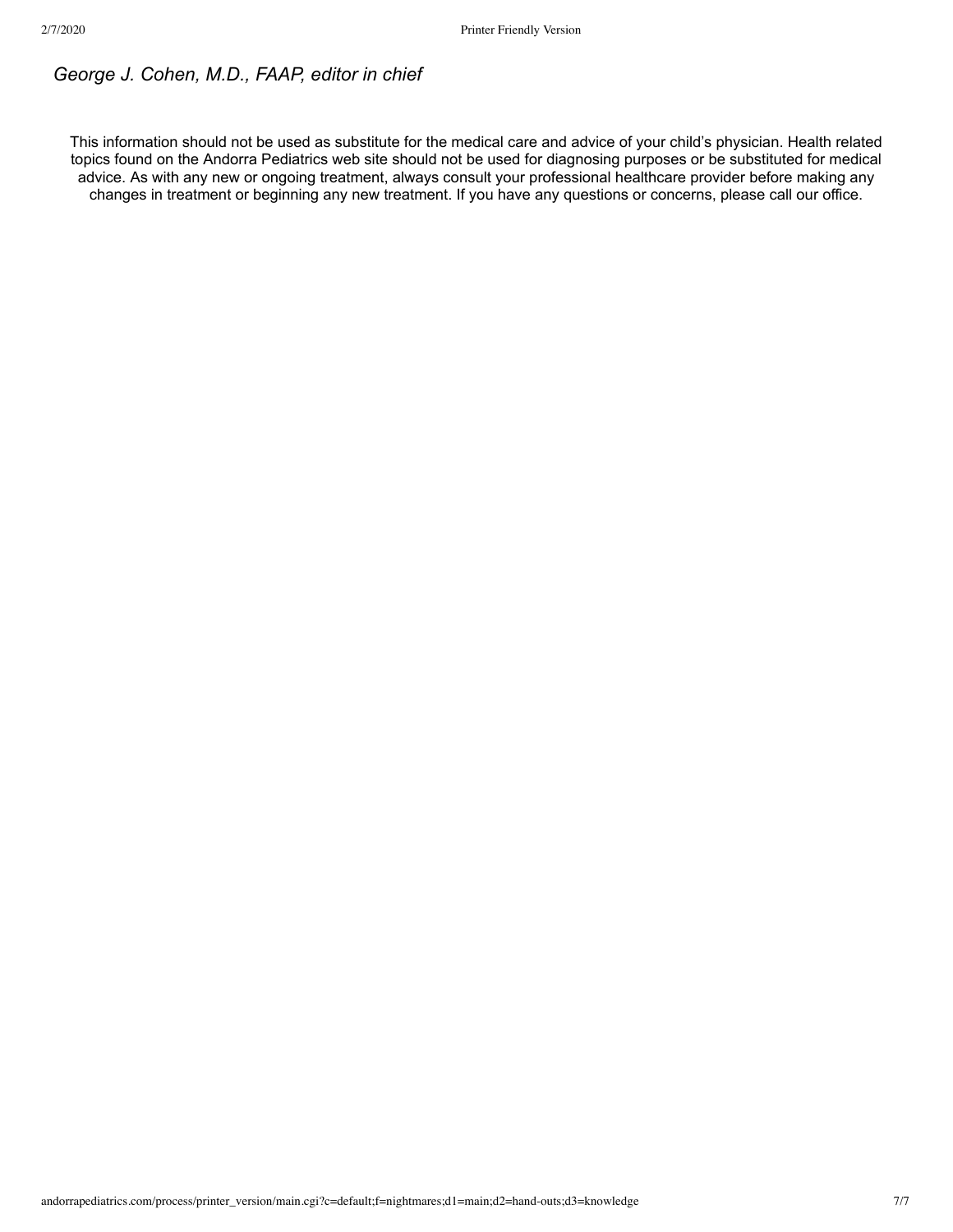*George J. Cohen, M.D., FAAP, editor in chief*

This information should not be used as substitute for the medical care and advice of your child's physician. Health related topics found on the Andorra Pediatrics web site should not be used for diagnosing purposes or be substituted for medical advice. As with any new or ongoing treatment, always consult your professional healthcare provider before making any changes in treatment or beginning any new treatment. If you have any questions or concerns, please call our office.